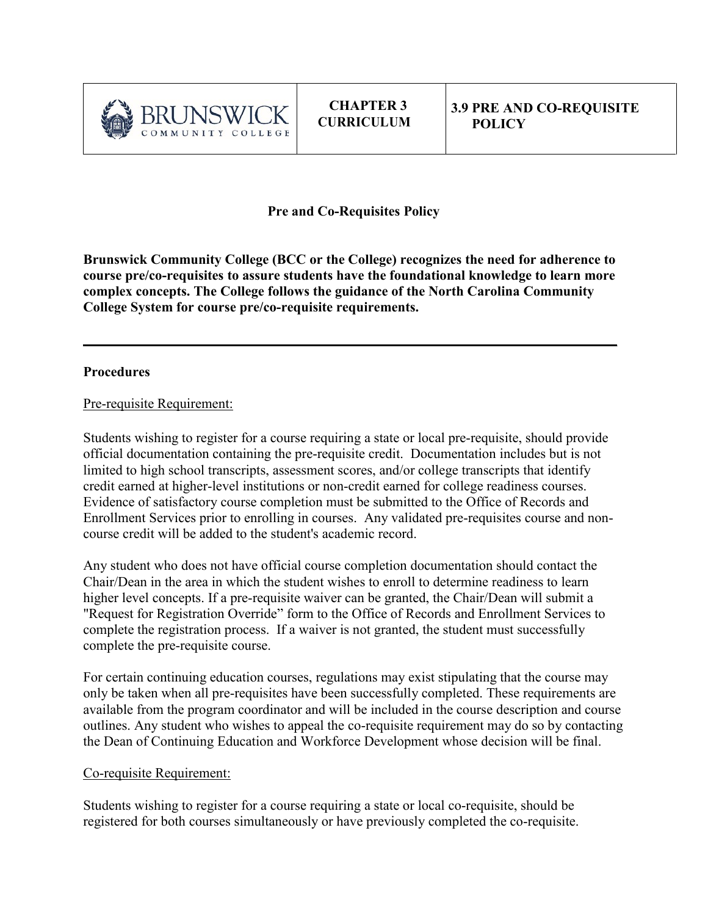| BRUNSWICK COMMUNITY COLLEGE | CHAPTER 3 CURRICULUM | 3.9 PRE AND CO-REQUISITE POLICY |
|---|---|---|

# Pre and Co-Requisites Policy

**Brunswick Community College (BCC or the College) recognizes the need for adherence to course pre/co-requisites to assure students have the foundational knowledge to learn more complex concepts. The College follows the guidance of the North Carolina Community College System for course pre/co-requisite requirements.**

---

## Procedures

Pre-requisite Requirement:

Students wishing to register for a course requiring a state or local pre-requisite, should provide official documentation containing the pre-requisite credit. Documentation includes but is not limited to high school transcripts, assessment scores, and/or college transcripts that identify credit earned at higher-level institutions or non-credit earned for college readiness courses. Evidence of satisfactory course completion must be submitted to the Office of Records and Enrollment Services prior to enrolling in courses. Any validated pre-requisites course and non-course credit will be added to the student's academic record.

Any student who does not have official course completion documentation should contact the Chair/Dean in the area in which the student wishes to enroll to determine readiness to learn higher level concepts. If a pre-requisite waiver can be granted, the Chair/Dean will submit a "Request for Registration Override" form to the Office of Records and Enrollment Services to complete the registration process. If a waiver is not granted, the student must successfully complete the pre-requisite course.

For certain continuing education courses, regulations may exist stipulating that the course may only be taken when all pre-requisites have been successfully completed. These requirements are available from the program coordinator and will be included in the course description and course outlines. Any student who wishes to appeal the co-requisite requirement may do so by contacting the Dean of Continuing Education and Workforce Development whose decision will be final.

Co-requisite Requirement:

Students wishing to register for a course requiring a state or local co-requisite, should be registered for both courses simultaneously or have previously completed the co-requisite.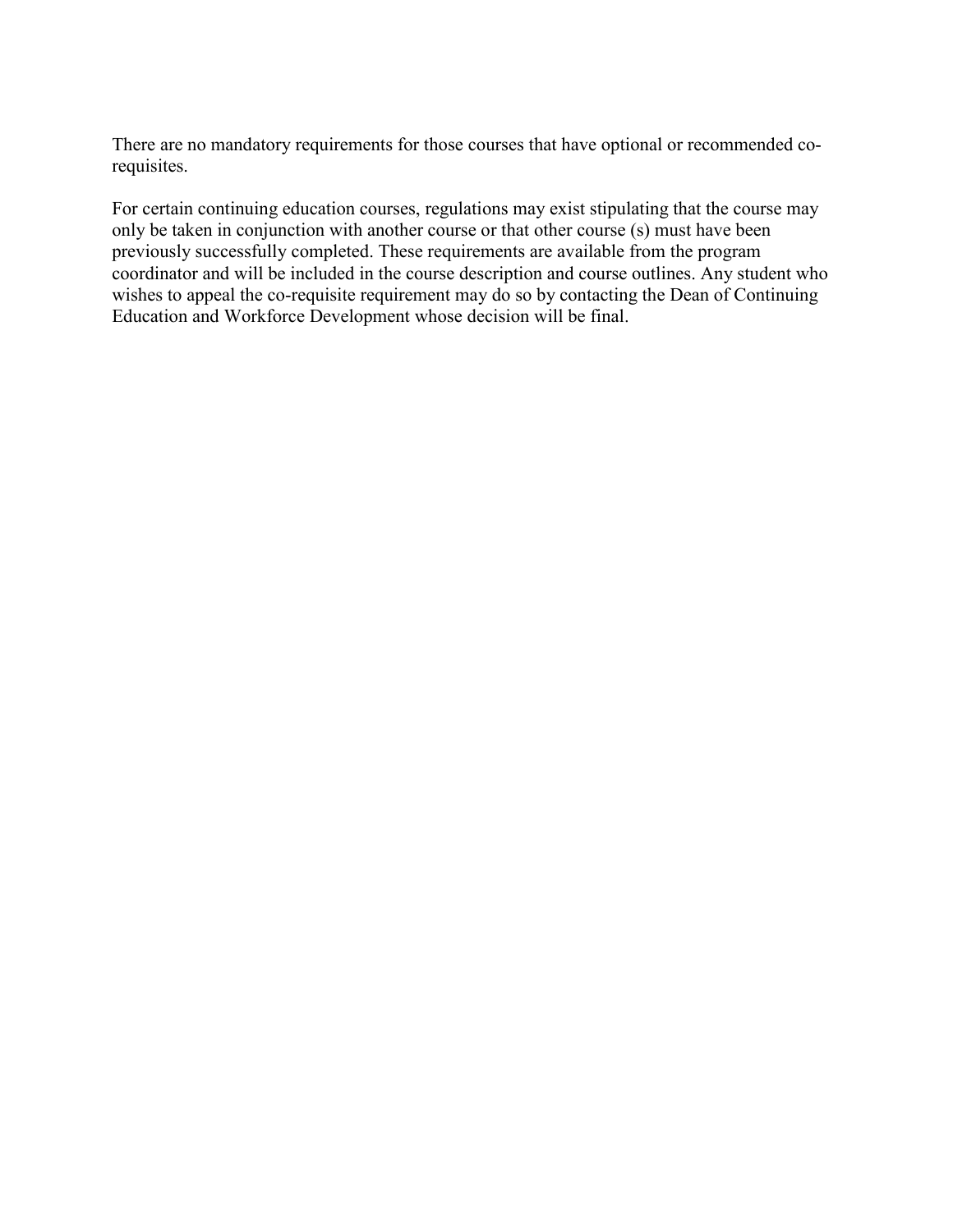There are no mandatory requirements for those courses that have optional or recommended co-requisites.

For certain continuing education courses, regulations may exist stipulating that the course may only be taken in conjunction with another course or that other course (s) must have been previously successfully completed. These requirements are available from the program coordinator and will be included in the course description and course outlines. Any student who wishes to appeal the co-requisite requirement may do so by contacting the Dean of Continuing Education and Workforce Development whose decision will be final.